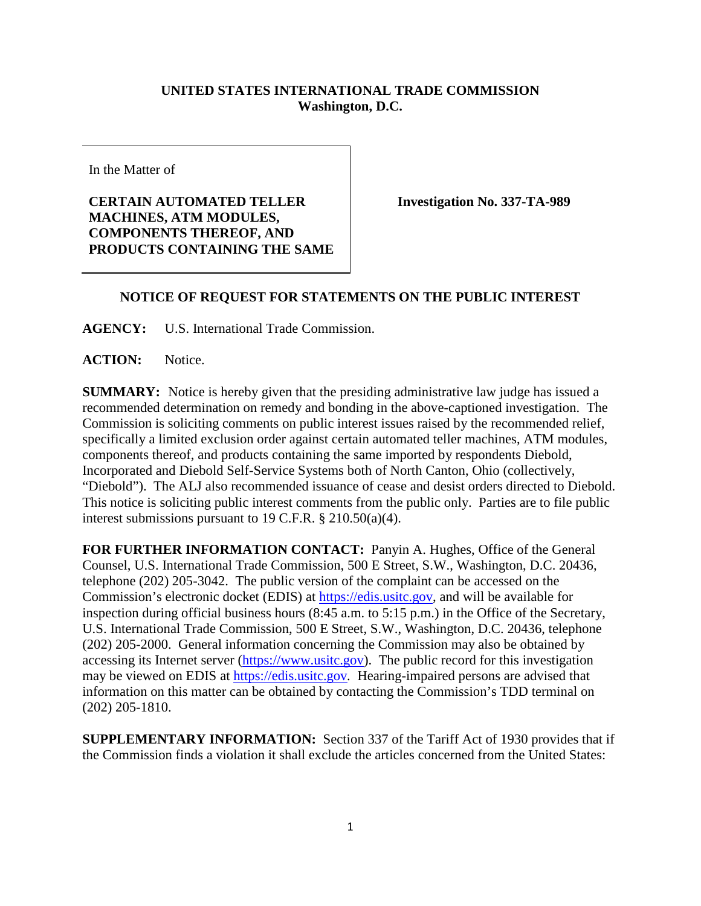**UNITED STATES INTERNATIONAL TRADE COMMISSION**
**Washington, D.C.**

In the Matter of

**CERTAIN AUTOMATED TELLER MACHINES, ATM MODULES, COMPONENTS THEREOF, AND PRODUCTS CONTAINING THE SAME**

**Investigation No. 337-TA-989**

## NOTICE OF REQUEST FOR STATEMENTS ON THE PUBLIC INTEREST

**AGENCY:** U.S. International Trade Commission.

**ACTION:** Notice.

**SUMMARY:** Notice is hereby given that the presiding administrative law judge has issued a recommended determination on remedy and bonding in the above-captioned investigation. The Commission is soliciting comments on public interest issues raised by the recommended relief, specifically a limited exclusion order against certain automated teller machines, ATM modules, components thereof, and products containing the same imported by respondents Diebold, Incorporated and Diebold Self-Service Systems both of North Canton, Ohio (collectively, "Diebold"). The ALJ also recommended issuance of cease and desist orders directed to Diebold. This notice is soliciting public interest comments from the public only. Parties are to file public interest submissions pursuant to 19 C.F.R. § 210.50(a)(4).

**FOR FURTHER INFORMATION CONTACT:** Panyin A. Hughes, Office of the General Counsel, U.S. International Trade Commission, 500 E Street, S.W., Washington, D.C. 20436, telephone (202) 205-3042. The public version of the complaint can be accessed on the Commission's electronic docket (EDIS) at https://edis.usitc.gov, and will be available for inspection during official business hours (8:45 a.m. to 5:15 p.m.) in the Office of the Secretary, U.S. International Trade Commission, 500 E Street, S.W., Washington, D.C. 20436, telephone (202) 205-2000. General information concerning the Commission may also be obtained by accessing its Internet server (https://www.usitc.gov). The public record for this investigation may be viewed on EDIS at https://edis.usitc.gov. Hearing-impaired persons are advised that information on this matter can be obtained by contacting the Commission's TDD terminal on (202) 205-1810.

**SUPPLEMENTARY INFORMATION:** Section 337 of the Tariff Act of 1930 provides that if the Commission finds a violation it shall exclude the articles concerned from the United States: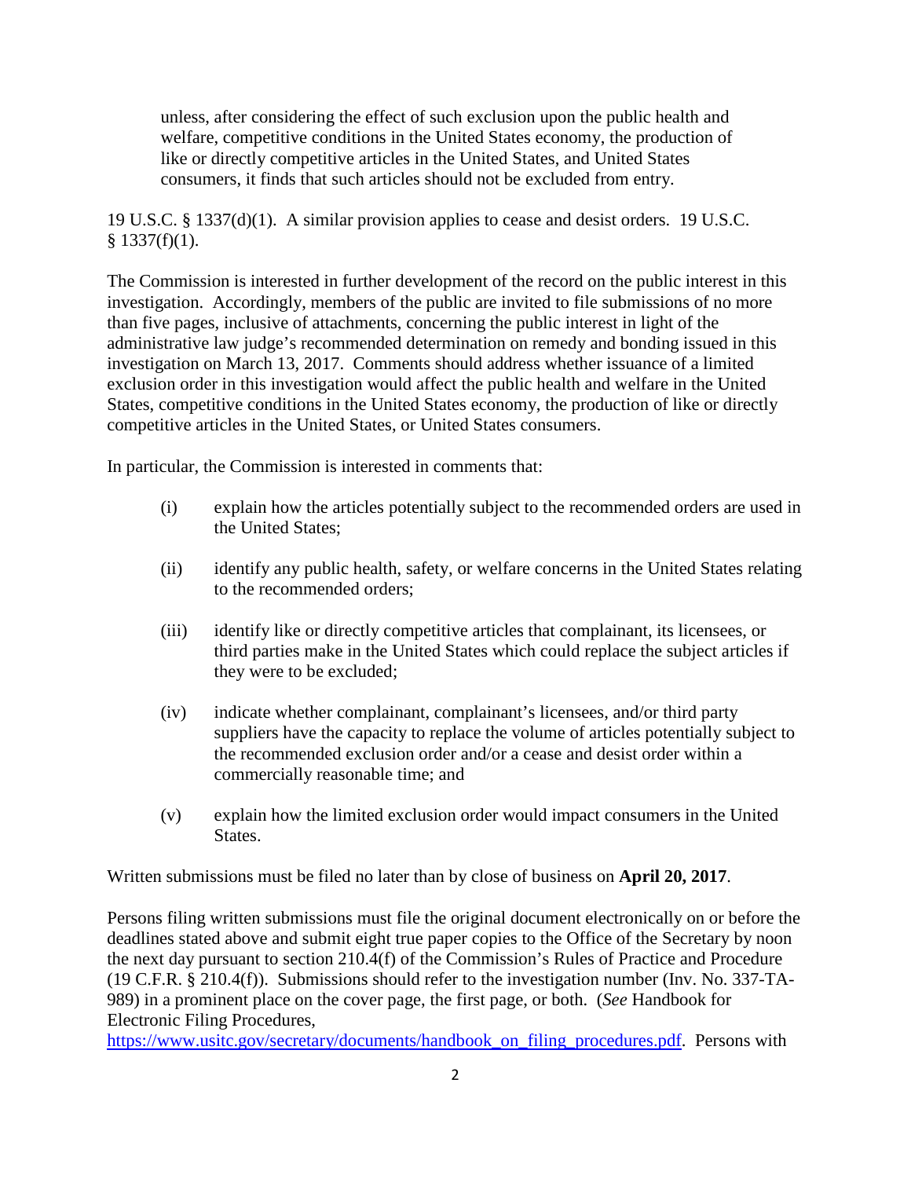> unless, after considering the effect of such exclusion upon the public health and welfare, competitive conditions in the United States economy, the production of like or directly competitive articles in the United States, and United States consumers, it finds that such articles should not be excluded from entry.

19 U.S.C. § 1337(d)(1). A similar provision applies to cease and desist orders. 19 U.S.C. § 1337(f)(1).

The Commission is interested in further development of the record on the public interest in this investigation. Accordingly, members of the public are invited to file submissions of no more than five pages, inclusive of attachments, concerning the public interest in light of the administrative law judge's recommended determination on remedy and bonding issued in this investigation on March 13, 2017. Comments should address whether issuance of a limited exclusion order in this investigation would affect the public health and welfare in the United States, competitive conditions in the United States economy, the production of like or directly competitive articles in the United States, or United States consumers.

In particular, the Commission is interested in comments that:

(i) explain how the articles potentially subject to the recommended orders are used in the United States;

(ii) identify any public health, safety, or welfare concerns in the United States relating to the recommended orders;

(iii) identify like or directly competitive articles that complainant, its licensees, or third parties make in the United States which could replace the subject articles if they were to be excluded;

(iv) indicate whether complainant, complainant's licensees, and/or third party suppliers have the capacity to replace the volume of articles potentially subject to the recommended exclusion order and/or a cease and desist order within a commercially reasonable time; and

(v) explain how the limited exclusion order would impact consumers in the United States.

Written submissions must be filed no later than by close of business on **April 20, 2017**.

Persons filing written submissions must file the original document electronically on or before the deadlines stated above and submit eight true paper copies to the Office of the Secretary by noon the next day pursuant to section 210.4(f) of the Commission's Rules of Practice and Procedure (19 C.F.R. § 210.4(f)). Submissions should refer to the investigation number (Inv. No. 337-TA-989) in a prominent place on the cover page, the first page, or both. (*See* Handbook for Electronic Filing Procedures, https://www.usitc.gov/secretary/documents/handbook_on_filing_procedures.pdf. Persons with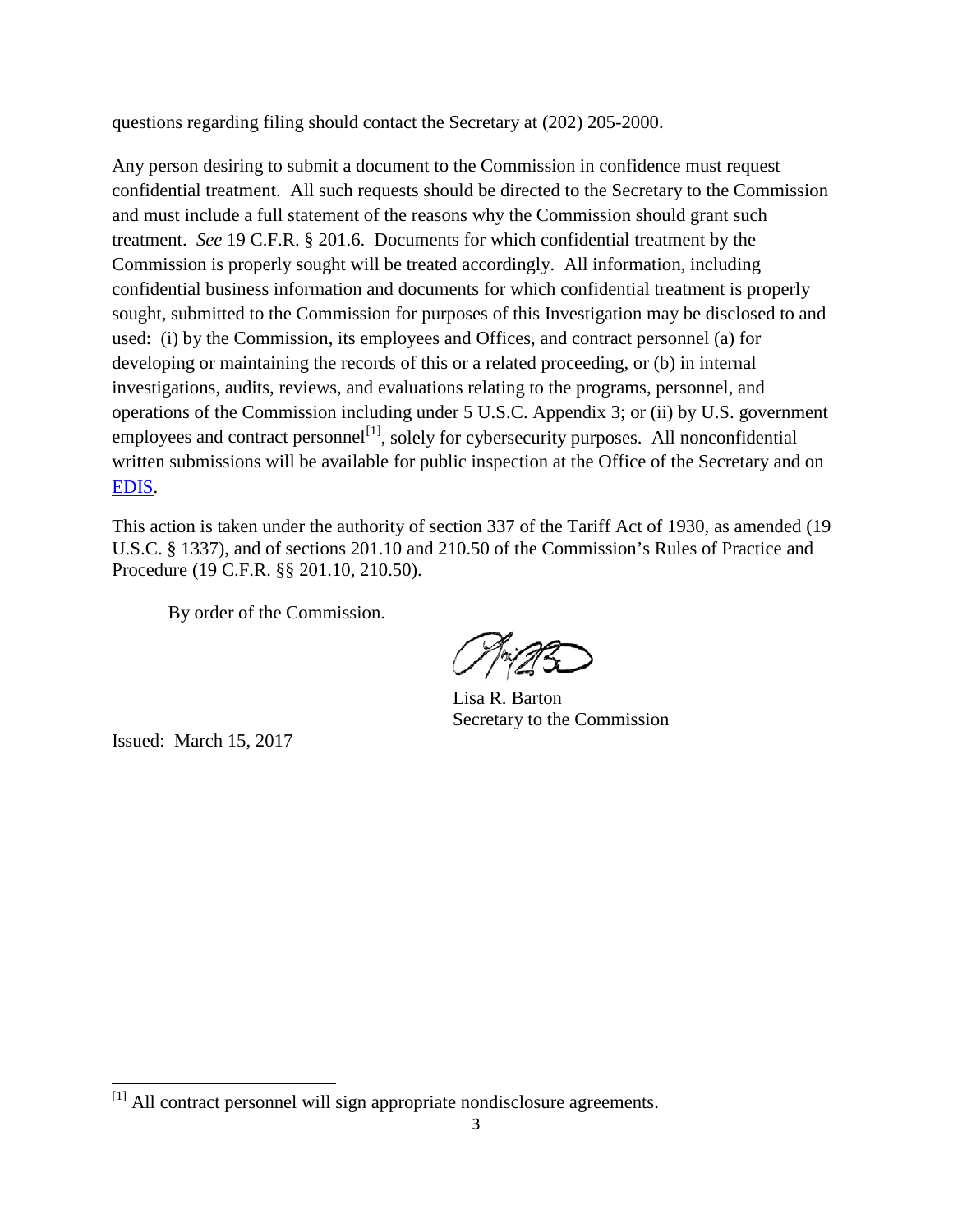questions regarding filing should contact the Secretary at (202) 205-2000.

Any person desiring to submit a document to the Commission in confidence must request confidential treatment. All such requests should be directed to the Secretary to the Commission and must include a full statement of the reasons why the Commission should grant such treatment. *See* 19 C.F.R. § 201.6. Documents for which confidential treatment by the Commission is properly sought will be treated accordingly. All information, including confidential business information and documents for which confidential treatment is properly sought, submitted to the Commission for purposes of this Investigation may be disclosed to and used: (i) by the Commission, its employees and Offices, and contract personnel (a) for developing or maintaining the records of this or a related proceeding, or (b) in internal investigations, audits, reviews, and evaluations relating to the programs, personnel, and operations of the Commission including under 5 U.S.C. Appendix 3; or (ii) by U.S. government employees and contract personnel[1], solely for cybersecurity purposes. All nonconfidential written submissions will be available for public inspection at the Office of the Secretary and on EDIS.

This action is taken under the authority of section 337 of the Tariff Act of 1930, as amended (19 U.S.C. § 1337), and of sections 201.10 and 210.50 of the Commission's Rules of Practice and Procedure (19 C.F.R. §§ 201.10, 210.50).

By order of the Commission.

Lisa R. Barton
Secretary to the Commission

Issued: March 15, 2017

[1] All contract personnel will sign appropriate nondisclosure agreements.